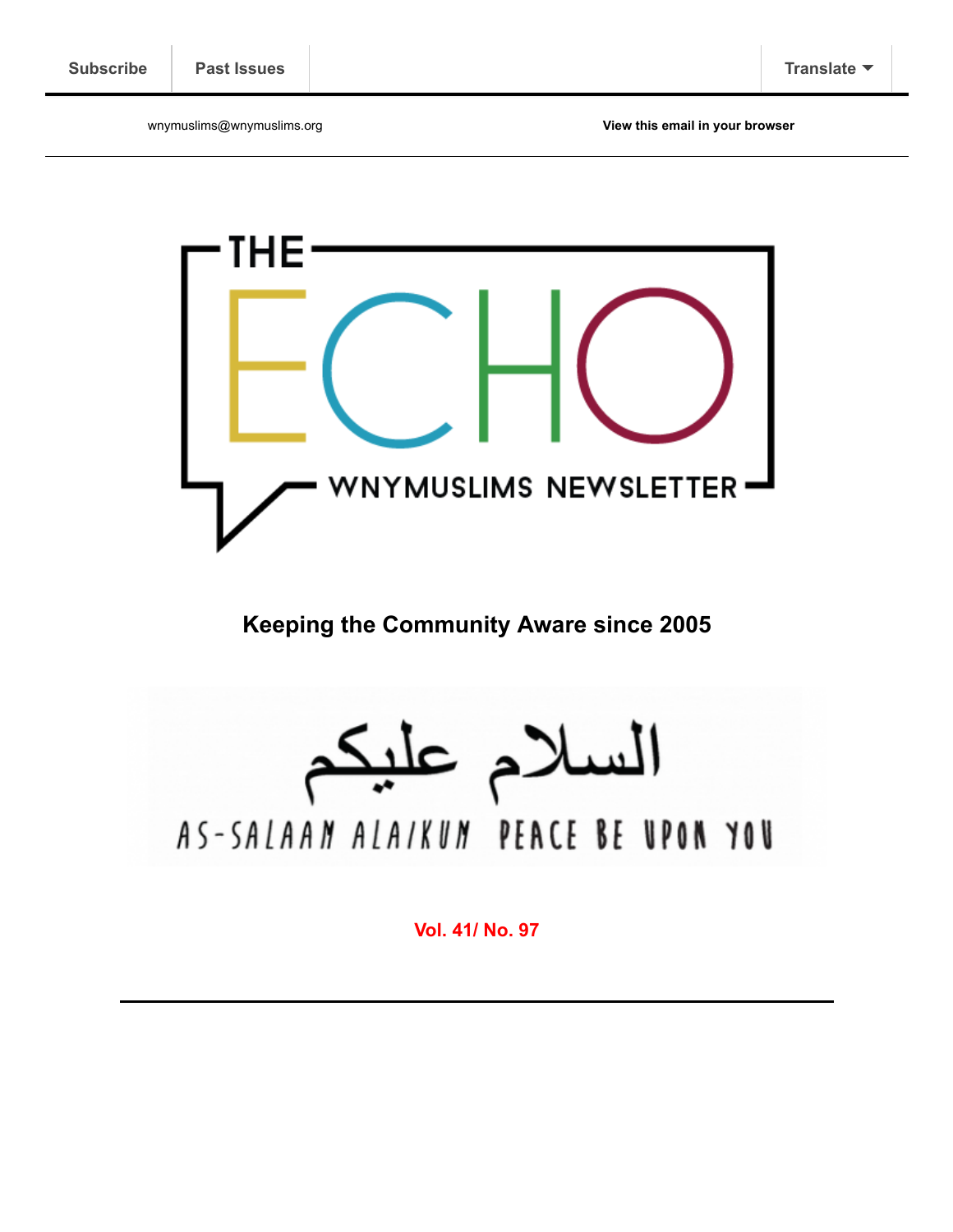Subscribe | Past Issues | Translate

wnymuslims@wnymuslims.org

View this email in your browser

# THE ECHO

WNYMUSLIMS NEWSLETTER

**Keeping the Community Aware since 2005**

السلام عليكم

AS-SALAAM ALAIKUM PEACE BE UPON YOU

**Vol. 41/ No. 97**

---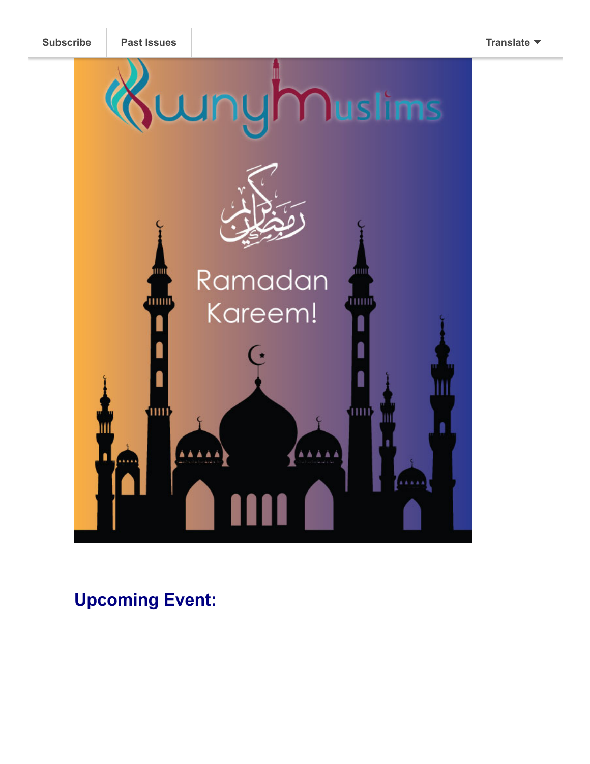Subscribe | Past Issues | Translate

SunyMuslims

رمضان كريم

Ramadan Kareem!

## Upcoming Event: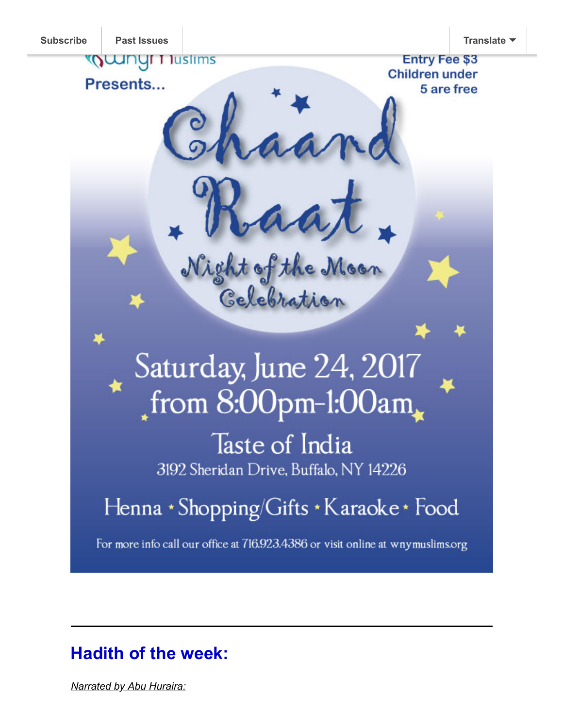Subscribe | Past Issues | Translate

WNY Muslims

Presents...

Entry Fee $3
Children under 5 are free

# Chaand Raat

Night of the Moon Celebration

Saturday, June 24, 2017
from 8:00pm-1:00am

Taste of India
3192 Sheridan Drive, Buffalo, NY 14226

Henna • Shopping/Gifts • Karaoke • Food

For more info call our office at 716.923.4386 or visit online at wnymuslims.org

---

## Hadith of the week:

*Narrated by Abu Huraira:*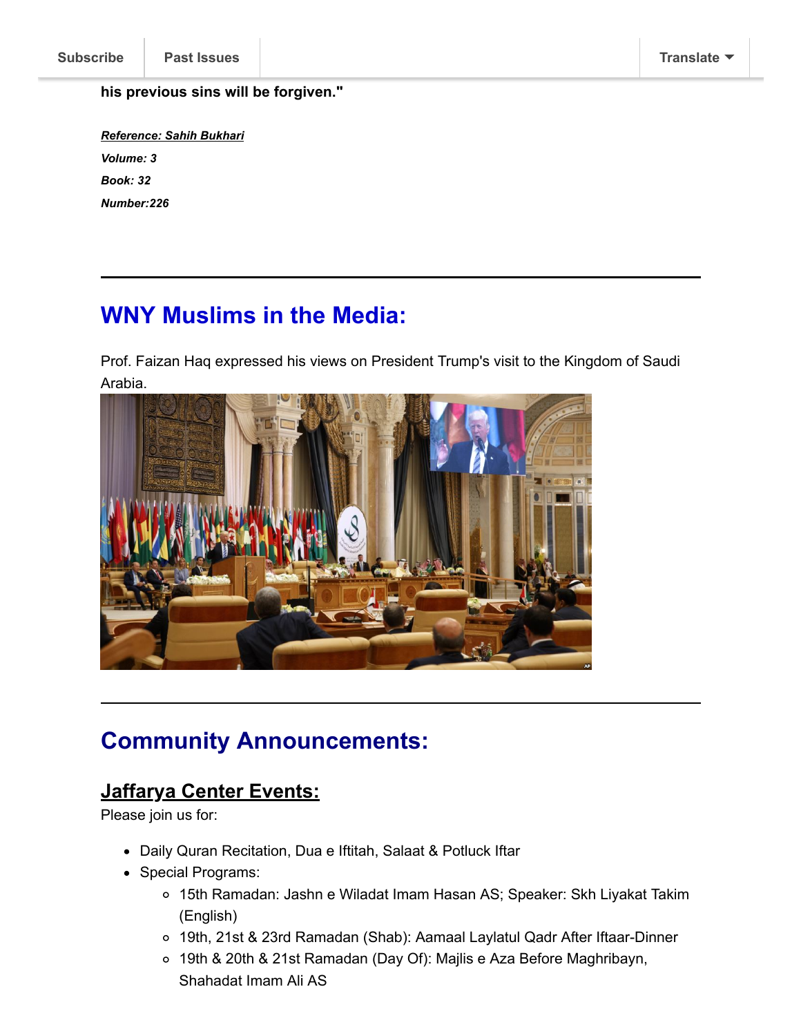**his previous sins will be forgiven."**

***Reference: Sahih Bukhari***

***Volume: 3***

***Book: 32***

***Number:226***

---

## WNY Muslims in the Media:

Prof. Faizan Haq expressed his views on President Trump's visit to the Kingdom of Saudi Arabia.

---

## Community Announcements:

### Jaffarya Center Events:

Please join us for:

- Daily Quran Recitation, Dua e Iftitah, Salaat & Potluck Iftar
- Special Programs:
  - 15th Ramadan: Jashn e Wiladat Imam Hasan AS; Speaker: Skh Liyakat Takim (English)
  - 19th, 21st & 23rd Ramadan (Shab): Aamaal Laylatul Qadr After Iftaar-Dinner
  - 19th & 20th & 21st Ramadan (Day Of): Majlis e Aza Before Maghribayn, Shahadat Imam Ali AS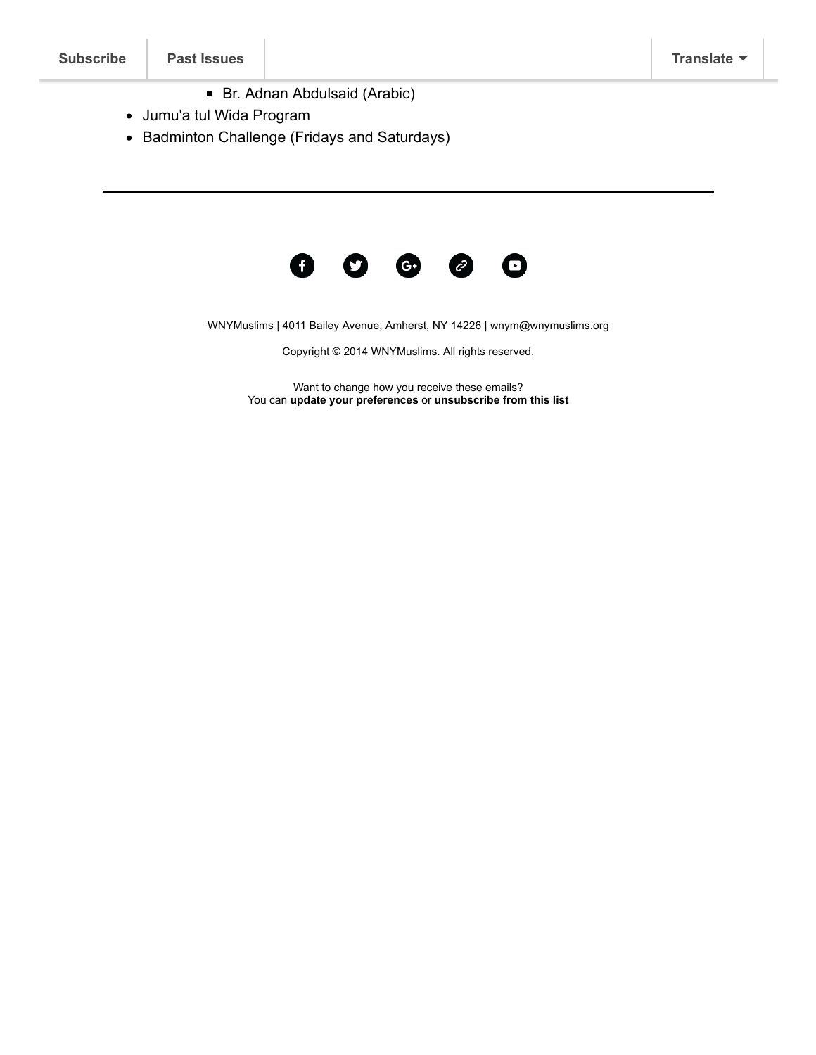- Br. Adnan Abdulsaid (Arabic)
- Jumu'a tul Wida Program
- Badminton Challenge (Fridays and Saturdays)

---

WNYMuslims | 4011 Bailey Avenue, Amherst, NY 14226 | wnym@wnymuslims.org

Copyright © 2014 WNYMuslims. All rights reserved.

Want to change how you receive these emails?
You can **update your preferences** or **unsubscribe from this list**